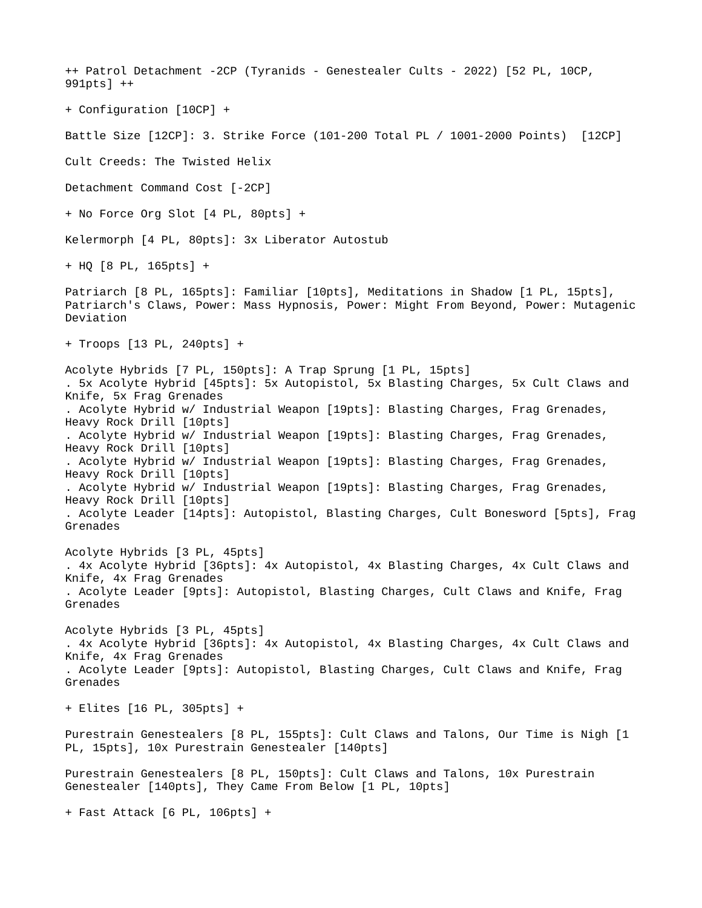++ Patrol Detachment -2CP (Tyranids - Genestealer Cults - 2022) [52 PL, 10CP, 991pts] ++

+ Configuration [10CP] +

Battle Size [12CP]: 3. Strike Force (101-200 Total PL / 1001-2000 Points) [12CP]

Cult Creeds: The Twisted Helix

Detachment Command Cost [-2CP]

+ No Force Org Slot [4 PL, 80pts] +

Kelermorph [4 PL, 80pts]: 3x Liberator Autostub

+ HQ [8 PL, 165pts] +

Patriarch [8 PL, 165pts]: Familiar [10pts], Meditations in Shadow [1 PL, 15pts], Patriarch's Claws, Power: Mass Hypnosis, Power: Might From Beyond, Power: Mutagenic Deviation

+ Troops [13 PL, 240pts] +

Acolyte Hybrids [7 PL, 150pts]: A Trap Sprung [1 PL, 15pts]
. 5x Acolyte Hybrid [45pts]: 5x Autopistol, 5x Blasting Charges, 5x Cult Claws and Knife, 5x Frag Grenades
. Acolyte Hybrid w/ Industrial Weapon [19pts]: Blasting Charges, Frag Grenades, Heavy Rock Drill [10pts]
. Acolyte Hybrid w/ Industrial Weapon [19pts]: Blasting Charges, Frag Grenades, Heavy Rock Drill [10pts]
. Acolyte Hybrid w/ Industrial Weapon [19pts]: Blasting Charges, Frag Grenades, Heavy Rock Drill [10pts]
. Acolyte Hybrid w/ Industrial Weapon [19pts]: Blasting Charges, Frag Grenades, Heavy Rock Drill [10pts]
. Acolyte Leader [14pts]: Autopistol, Blasting Charges, Cult Bonesword [5pts], Frag Grenades

Acolyte Hybrids [3 PL, 45pts]
. 4x Acolyte Hybrid [36pts]: 4x Autopistol, 4x Blasting Charges, 4x Cult Claws and Knife, 4x Frag Grenades
. Acolyte Leader [9pts]: Autopistol, Blasting Charges, Cult Claws and Knife, Frag Grenades

Acolyte Hybrids [3 PL, 45pts]
. 4x Acolyte Hybrid [36pts]: 4x Autopistol, 4x Blasting Charges, 4x Cult Claws and Knife, 4x Frag Grenades
. Acolyte Leader [9pts]: Autopistol, Blasting Charges, Cult Claws and Knife, Frag Grenades

+ Elites [16 PL, 305pts] +

Purestrain Genestealers [8 PL, 155pts]: Cult Claws and Talons, Our Time is Nigh [1 PL, 15pts], 10x Purestrain Genestealer [140pts]

Purestrain Genestealers [8 PL, 150pts]: Cult Claws and Talons, 10x Purestrain Genestealer [140pts], They Came From Below [1 PL, 10pts]

+ Fast Attack [6 PL, 106pts] +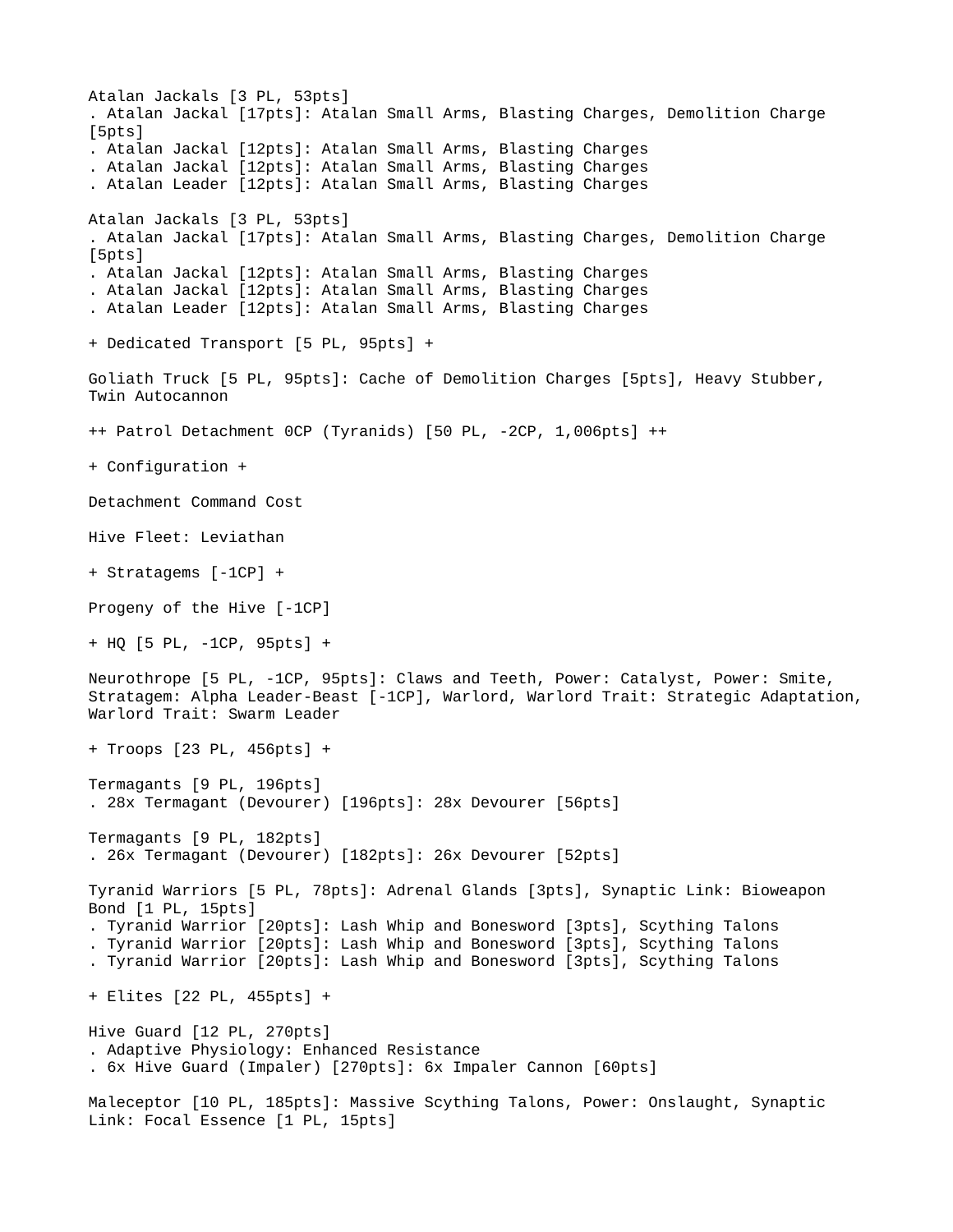Atalan Jackals [3 PL, 53pts]
. Atalan Jackal [17pts]: Atalan Small Arms, Blasting Charges, Demolition Charge [5pts]
. Atalan Jackal [12pts]: Atalan Small Arms, Blasting Charges
. Atalan Jackal [12pts]: Atalan Small Arms, Blasting Charges
. Atalan Leader [12pts]: Atalan Small Arms, Blasting Charges

Atalan Jackals [3 PL, 53pts]
. Atalan Jackal [17pts]: Atalan Small Arms, Blasting Charges, Demolition Charge [5pts]
. Atalan Jackal [12pts]: Atalan Small Arms, Blasting Charges
. Atalan Jackal [12pts]: Atalan Small Arms, Blasting Charges
. Atalan Leader [12pts]: Atalan Small Arms, Blasting Charges

+ Dedicated Transport [5 PL, 95pts] +

Goliath Truck [5 PL, 95pts]: Cache of Demolition Charges [5pts], Heavy Stubber, Twin Autocannon

++ Patrol Detachment 0CP (Tyranids) [50 PL, -2CP, 1,006pts] ++

+ Configuration +

Detachment Command Cost

Hive Fleet: Leviathan

+ Stratagems [-1CP] +

Progeny of the Hive [-1CP]

+ HQ [5 PL, -1CP, 95pts] +

Neurothrope [5 PL, -1CP, 95pts]: Claws and Teeth, Power: Catalyst, Power: Smite, Stratagem: Alpha Leader-Beast [-1CP], Warlord, Warlord Trait: Strategic Adaptation, Warlord Trait: Swarm Leader

+ Troops [23 PL, 456pts] +

Termagants [9 PL, 196pts]
. 28x Termagant (Devourer) [196pts]: 28x Devourer [56pts]

Termagants [9 PL, 182pts]
. 26x Termagant (Devourer) [182pts]: 26x Devourer [52pts]

Tyranid Warriors [5 PL, 78pts]: Adrenal Glands [3pts], Synaptic Link: Bioweapon Bond [1 PL, 15pts]
. Tyranid Warrior [20pts]: Lash Whip and Bonesword [3pts], Scything Talons
. Tyranid Warrior [20pts]: Lash Whip and Bonesword [3pts], Scything Talons
. Tyranid Warrior [20pts]: Lash Whip and Bonesword [3pts], Scything Talons

+ Elites [22 PL, 455pts] +

Hive Guard [12 PL, 270pts]
. Adaptive Physiology: Enhanced Resistance
. 6x Hive Guard (Impaler) [270pts]: 6x Impaler Cannon [60pts]

Maleceptor [10 PL, 185pts]: Massive Scything Talons, Power: Onslaught, Synaptic Link: Focal Essence [1 PL, 15pts]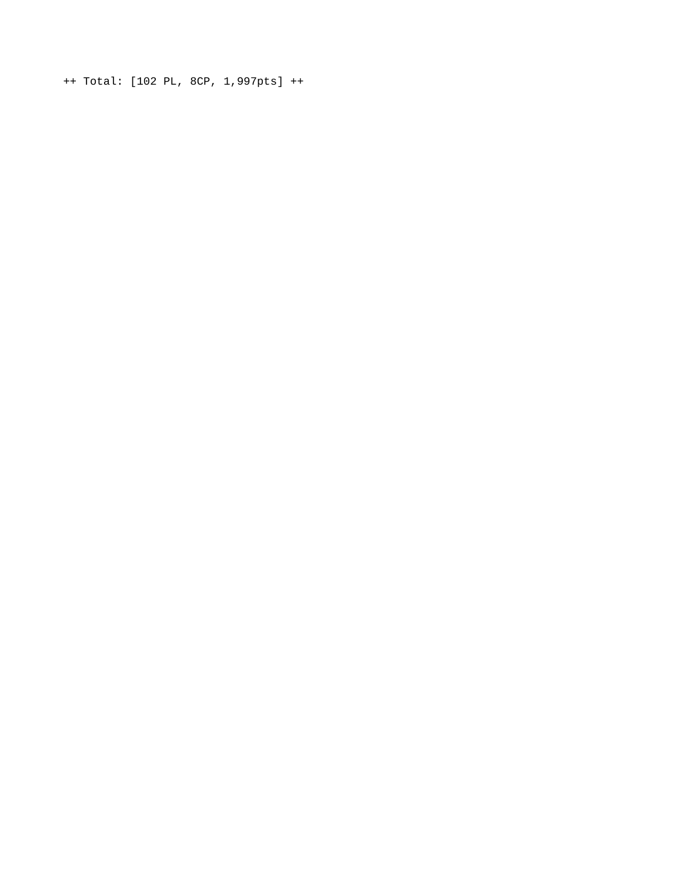++ Total: [102 PL, 8CP, 1,997pts] ++